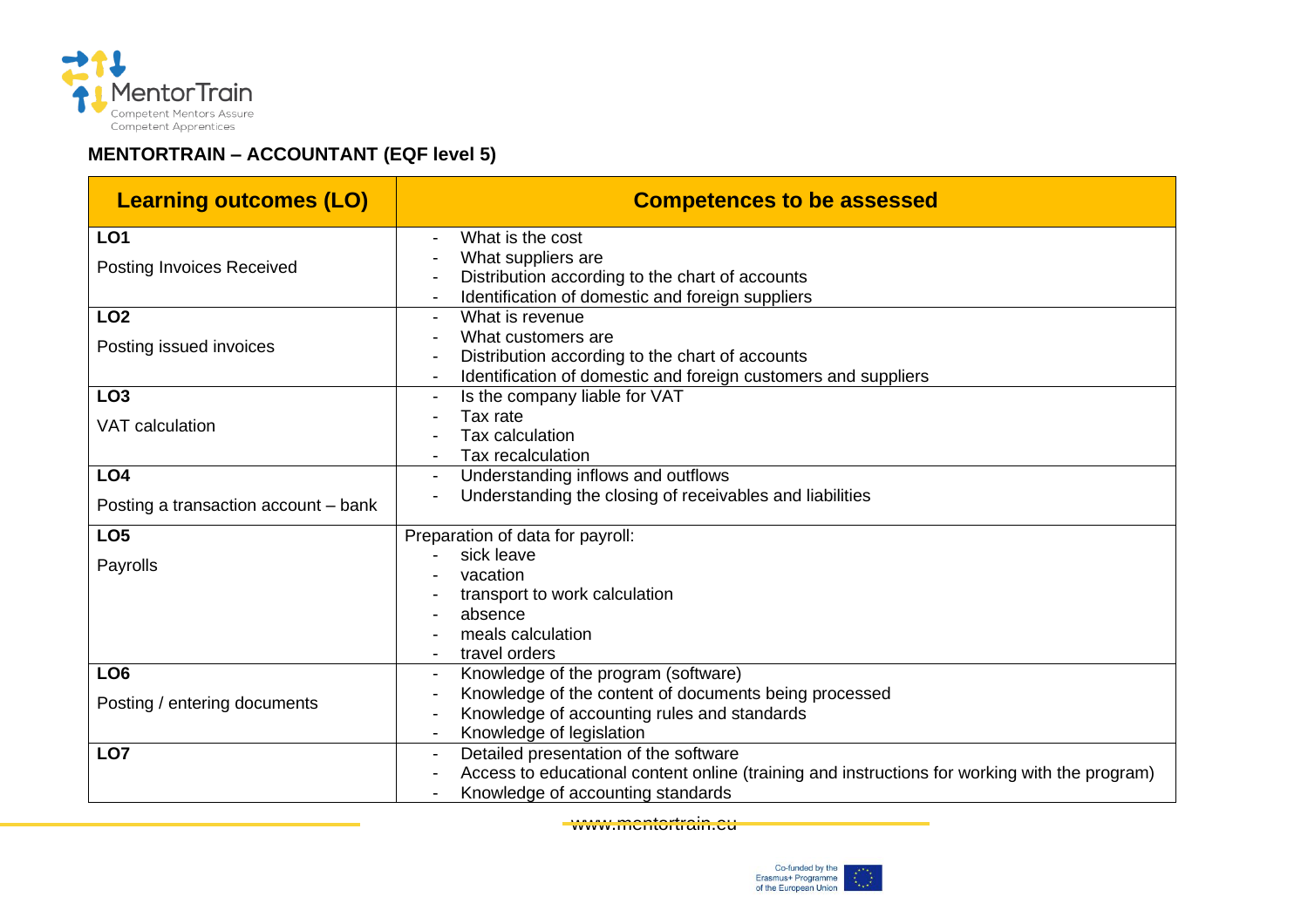**MENTORTRAIN – ACCOUNTANT (EQF level 5)**

| Learning outcomes (LO) | Competences to be assessed |
|---|---|
| **LO1**<br>Posting Invoices Received | - What is the cost<br>- What suppliers are<br>- Distribution according to the chart of accounts<br>- Identification of domestic and foreign suppliers |
| **LO2**<br>Posting issued invoices | - What is revenue<br>- What customers are<br>- Distribution according to the chart of accounts<br>- Identification of domestic and foreign customers and suppliers |
| **LO3**<br>VAT calculation | - Is the company liable for VAT<br>- Tax rate<br>- Tax calculation<br>- Tax recalculation |
| **LO4**<br>Posting a transaction account – bank | - Understanding inflows and outflows<br>- Understanding the closing of receivables and liabilities |
| **LO5**<br>Payrolls | Preparation of data for payroll:<br>- sick leave<br>- vacation<br>- transport to work calculation<br>- absence<br>- meals calculation<br>- travel orders |
| **LO6**<br>Posting / entering documents | - Knowledge of the program (software)<br>- Knowledge of the content of documents being processed<br>- Knowledge of accounting rules and standards<br>- Knowledge of legislation |
| **LO7** | - Detailed presentation of the software<br>- Access to educational content online (training and instructions for working with the program)<br>- Knowledge of accounting standards |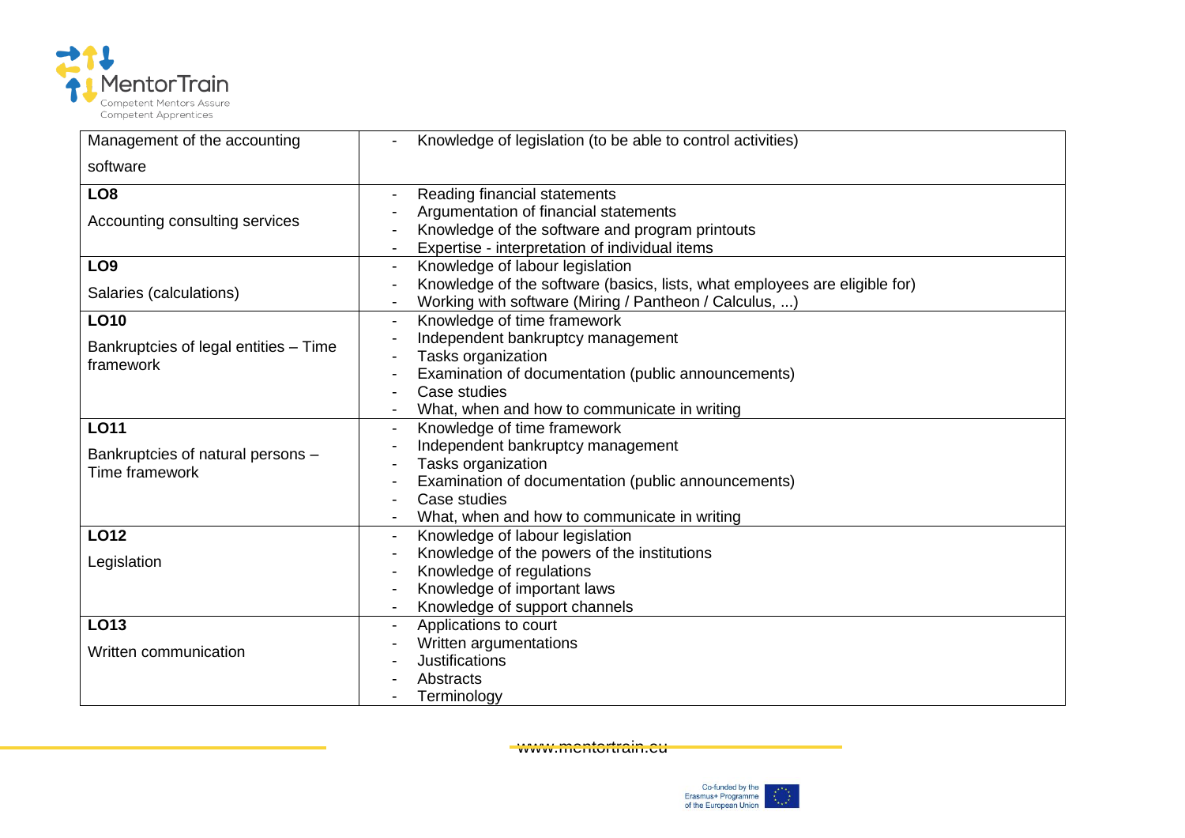| | |
|---|---|
| Management of the accounting software | - Knowledge of legislation (to be able to control activities) |
| **LO8**<br><br>Accounting consulting services | - Reading financial statements<br>- Argumentation of financial statements<br>- Knowledge of the software and program printouts<br>- Expertise - interpretation of individual items |
| **LO9**<br><br>Salaries (calculations) | - Knowledge of labour legislation<br>- Knowledge of the software (basics, lists, what employees are eligible for)<br>- Working with software (Miring / Pantheon / Calculus, ...) |
| **LO10**<br><br>Bankruptcies of legal entities – Time framework | - Knowledge of time framework<br>- Independent bankruptcy management<br>- Tasks organization<br>- Examination of documentation (public announcements)<br>- Case studies<br>- What, when and how to communicate in writing |
| **LO11**<br><br>Bankruptcies of natural persons – Time framework | - Knowledge of time framework<br>- Independent bankruptcy management<br>- Tasks organization<br>- Examination of documentation (public announcements)<br>- Case studies<br>- What, when and how to communicate in writing |
| **LO12**<br><br>Legislation | - Knowledge of labour legislation<br>- Knowledge of the powers of the institutions<br>- Knowledge of regulations<br>- Knowledge of important laws<br>- Knowledge of support channels |
| **LO13**<br><br>Written communication | - Applications to court<br>- Written argumentations<br>- Justifications<br>- Abstracts<br>- Terminology |